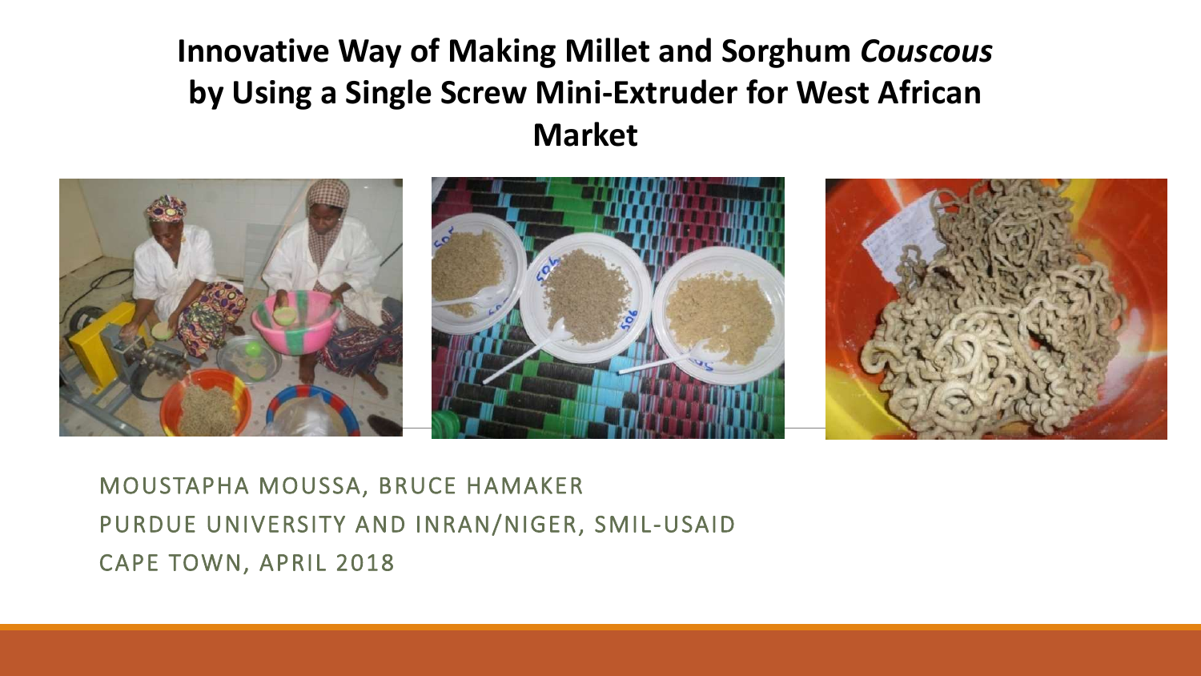# Innovative Way of Making Millet and Sorghum *Couscous* by Using a Single Screw Mini-Extruder for West African Market

MOUSTAPHA MOUSSA, BRUCE HAMAKER

PURDUE UNIVERSITY AND INRAN/NIGER, SMIL-USAID

CAPE TOWN, APRIL 2018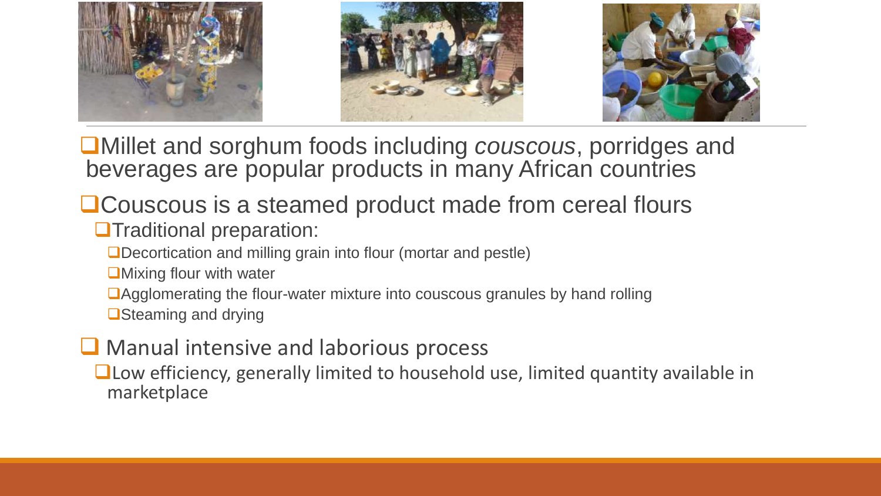- Millet and sorghum foods including *couscous*, porridges and beverages are popular products in many African countries
- Couscous is a steamed product made from cereal flours
  - Traditional preparation:
    - Decortication and milling grain into flour (mortar and pestle)
    - Mixing flour with water
    - Agglomerating the flour-water mixture into couscous granules by hand rolling
    - Steaming and drying
- Manual intensive and laborious process
  - Low efficiency, generally limited to household use, limited quantity available in marketplace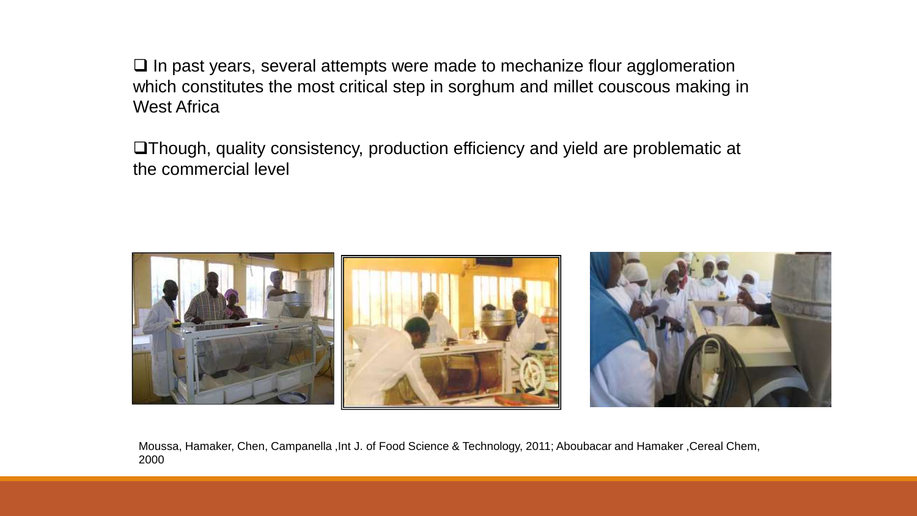- In past years, several attempts were made to mechanize flour agglomeration which constitutes the most critical step in sorghum and millet couscous making in West Africa

- Though, quality consistency, production efficiency and yield are problematic at the commercial level

Moussa, Hamaker, Chen, Campanella ,Int J. of Food Science & Technology, 2011; Aboubacar and Hamaker ,Cereal Chem, 2000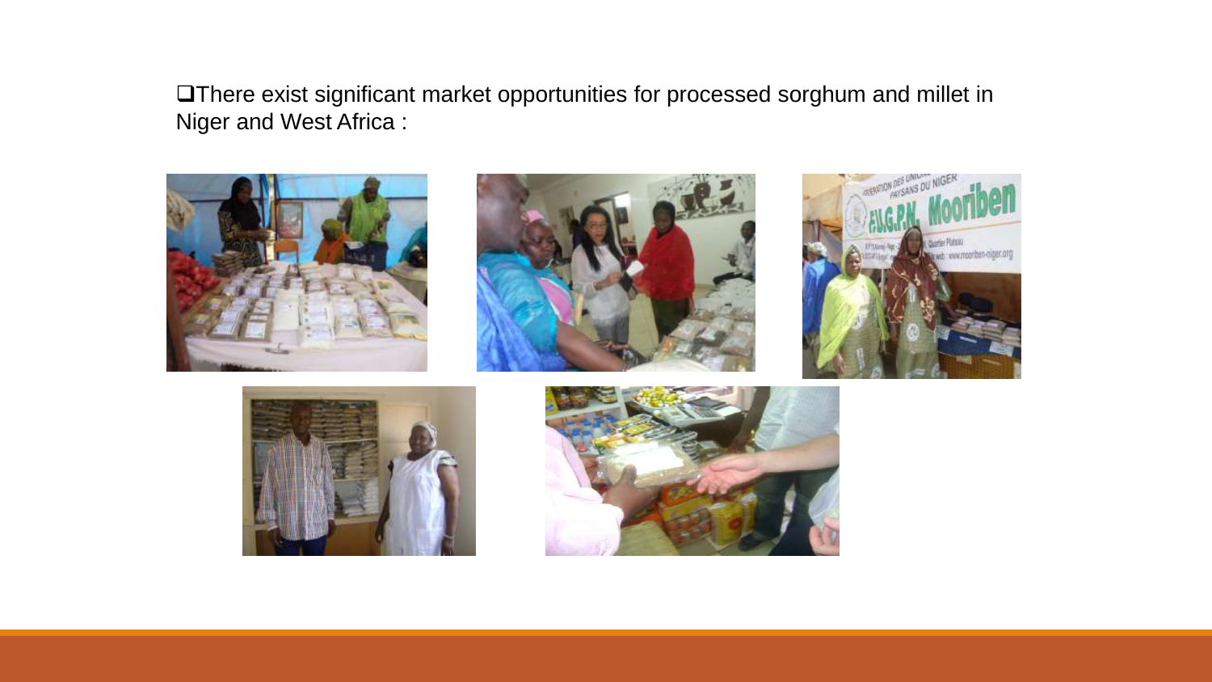- There exist significant market opportunities for processed sorghum and millet in Niger and West Africa :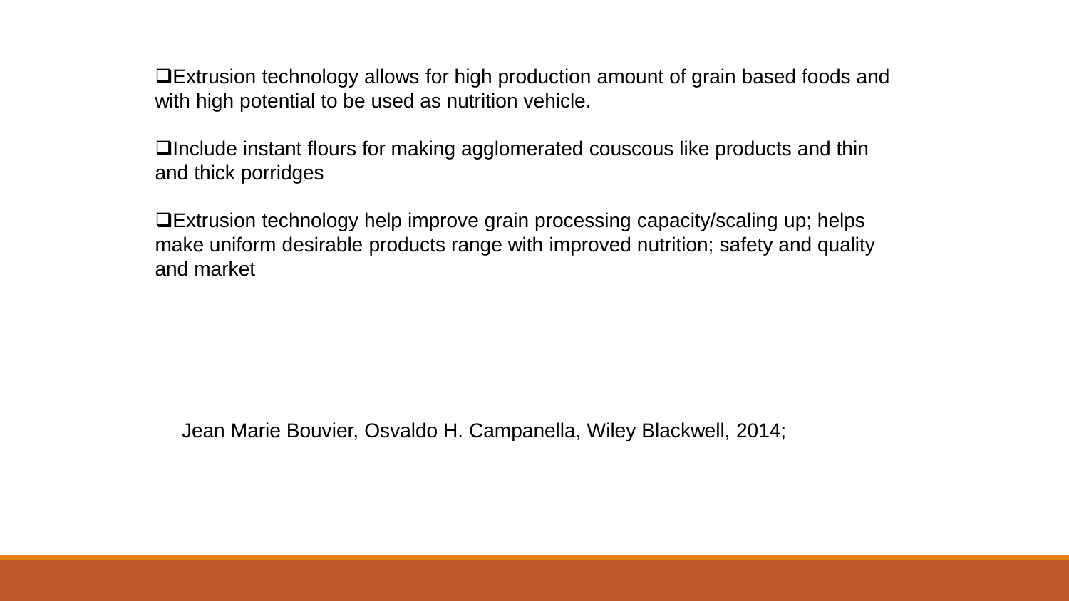- Extrusion technology allows for high production amount of grain based foods and with high potential to be used as nutrition vehicle.

- Include instant flours for making agglomerated couscous like products and thin and thick porridges

- Extrusion technology help improve grain processing capacity/scaling up; helps make uniform desirable products range with improved nutrition; safety and quality and market

Jean Marie Bouvier, Osvaldo H. Campanella, Wiley Blackwell, 2014;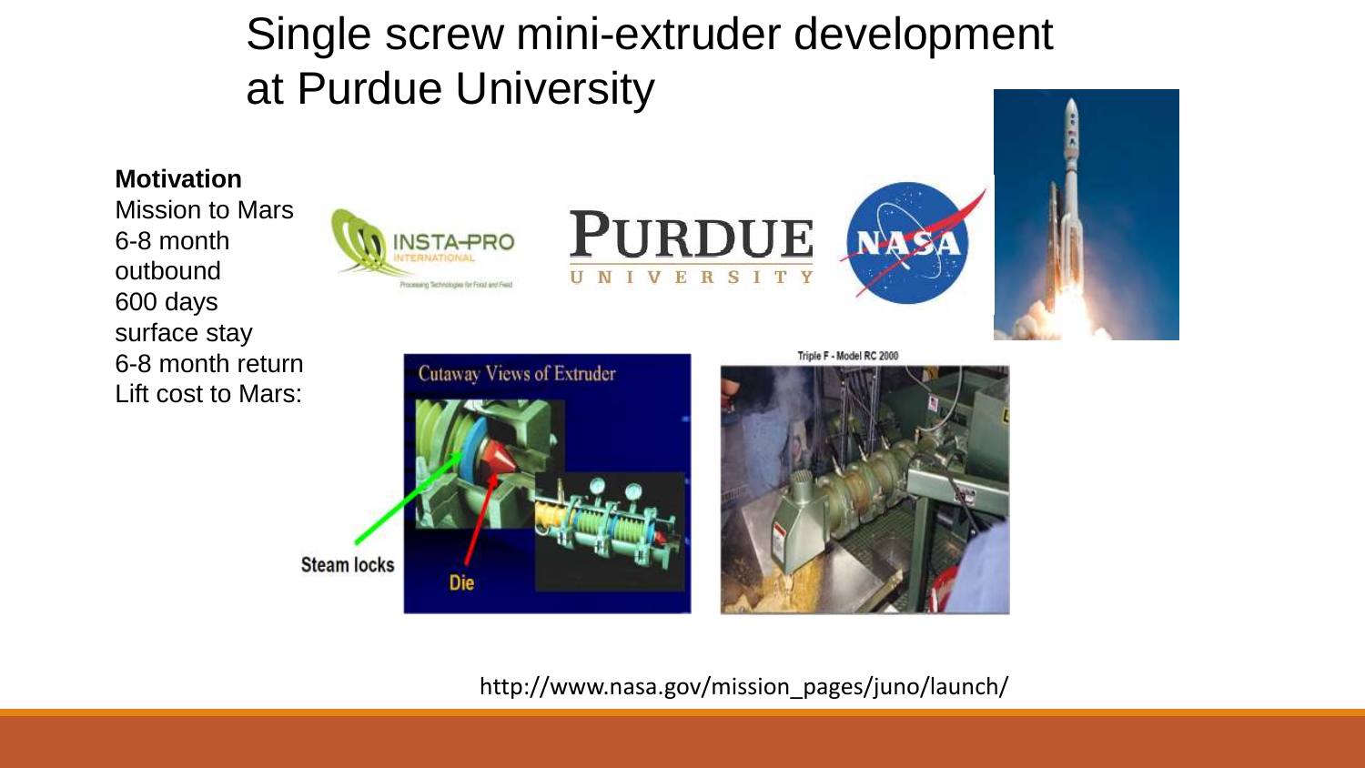# Single screw mini-extruder development at Purdue University

**Motivation**

Mission to Mars
6-8 month outbound
600 days surface stay
6-8 month return
Lift cost to Mars:

http://www.nasa.gov/mission_pages/juno/launch/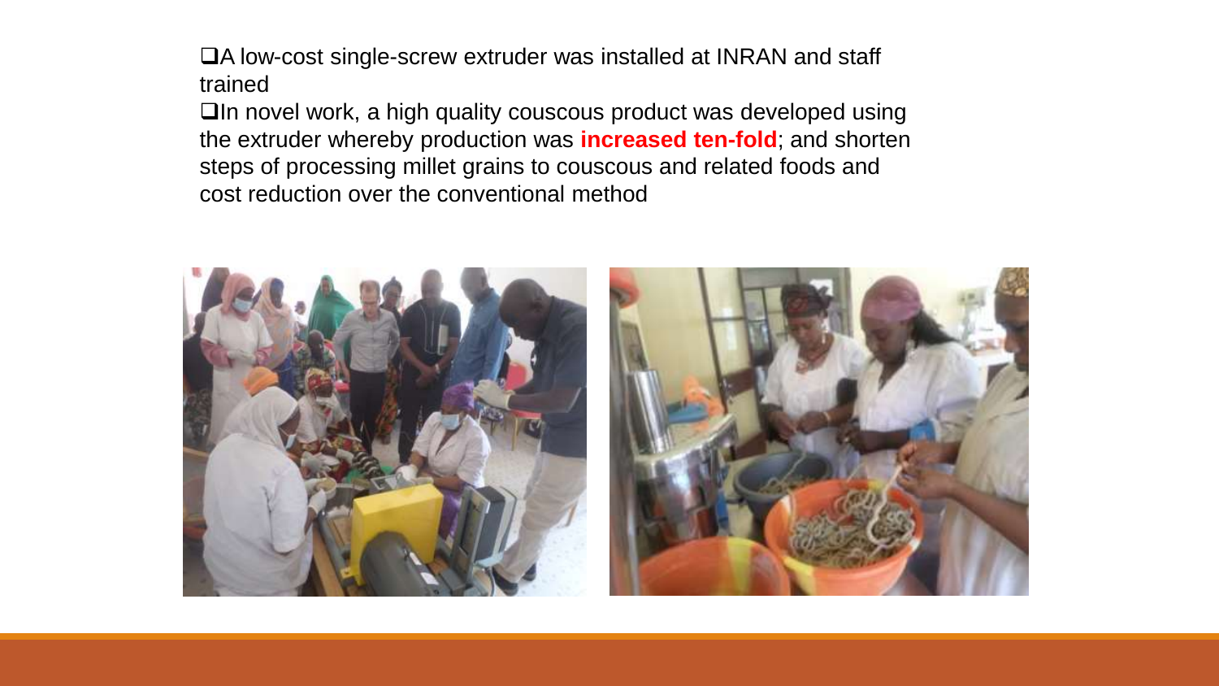- A low-cost single-screw extruder was installed at INRAN and staff trained
- In novel work, a high quality couscous product was developed using the extruder whereby production was **increased ten-fold**; and shorten steps of processing millet grains to couscous and related foods and cost reduction over the conventional method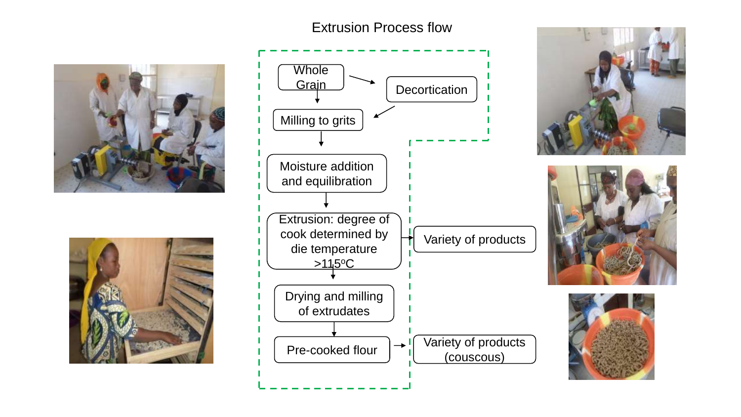# Extrusion Process flow

- Whole Grain → Decortication
- Whole Grain → Milling to grits
- Decortication → Milling to grits
- Milling to grits → Moisture addition and equilibration
- Moisture addition and equilibration → Extrusion: degree of cook determined by die temperature >115$^{o}$C
- Extrusion: degree of cook determined by die temperature >115$^{o}$C → Variety of products
- Extrusion: degree of cook determined by die temperature >115$^{o}$C → Drying and milling of extrudates
- Drying and milling of extrudates → Pre-cooked flour
- Pre-cooked flour → Variety of products (couscous)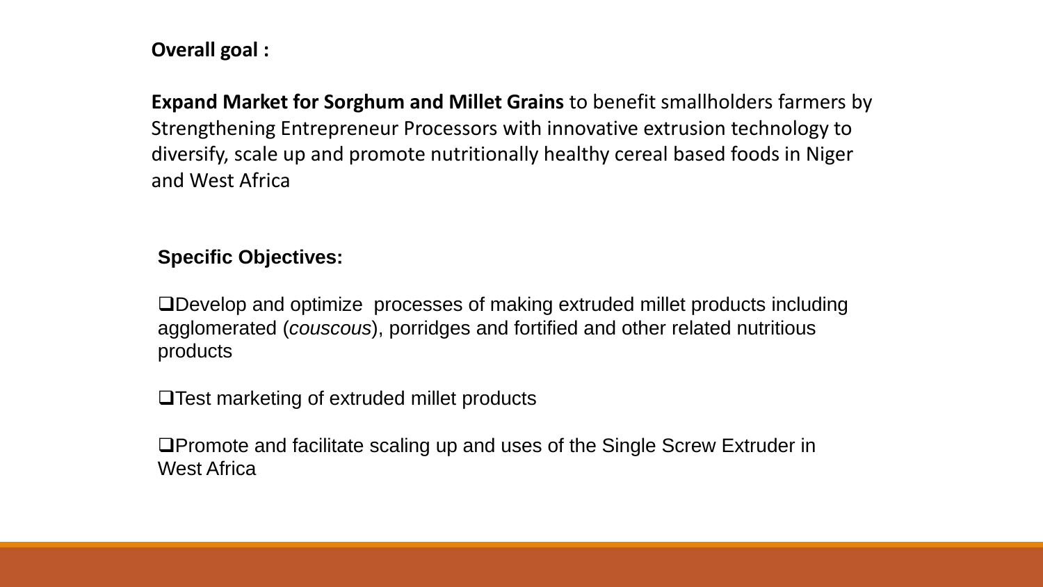**Overall goal :**

**Expand Market for Sorghum and Millet Grains** to benefit smallholders farmers by Strengthening Entrepreneur Processors with innovative extrusion technology to diversify, scale up and promote nutritionally healthy cereal based foods in Niger and West Africa

**Specific Objectives:**

- Develop and optimize processes of making extruded millet products including agglomerated (*couscous*), porridges and fortified and other related nutritious products
- Test marketing of extruded millet products
- Promote and facilitate scaling up and uses of the Single Screw Extruder in West Africa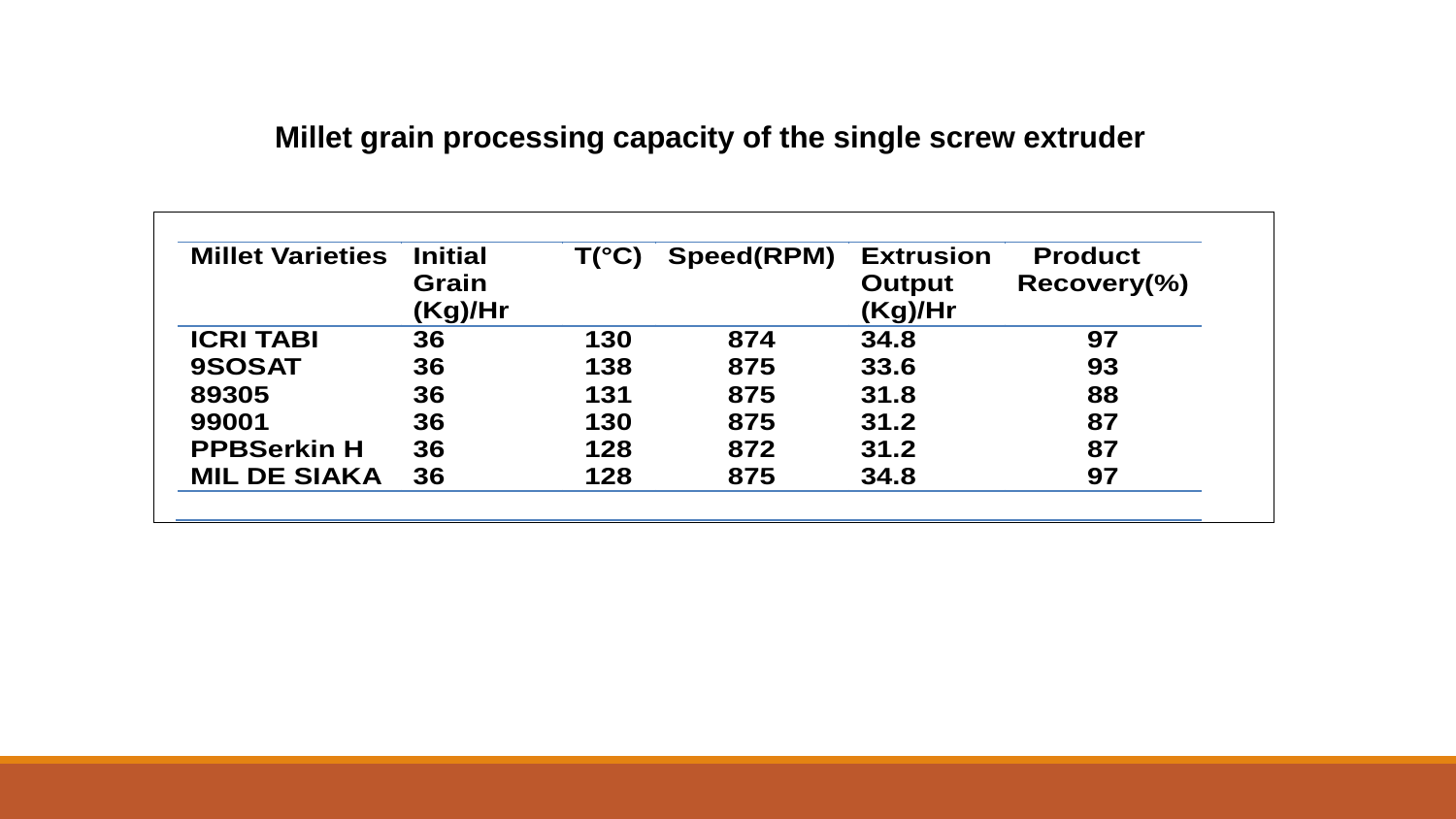## Millet grain processing capacity of the single screw extruder

| Millet Varieties | Initial Grain (Kg)/Hr | T(°C) | Speed(RPM) | Extrusion Output (Kg)/Hr | Product Recovery(%) |
|---|---|---|---|---|---|
| ICRI TABI | 36 | 130 | 874 | 34.8 | 97 |
| 9SOSAT | 36 | 138 | 875 | 33.6 | 93 |
| 89305 | 36 | 131 | 875 | 31.8 | 88 |
| 99001 | 36 | 130 | 875 | 31.2 | 87 |
| PPBSerkin H | 36 | 128 | 872 | 31.2 | 87 |
| MIL DE SIAKA | 36 | 128 | 875 | 34.8 | 97 |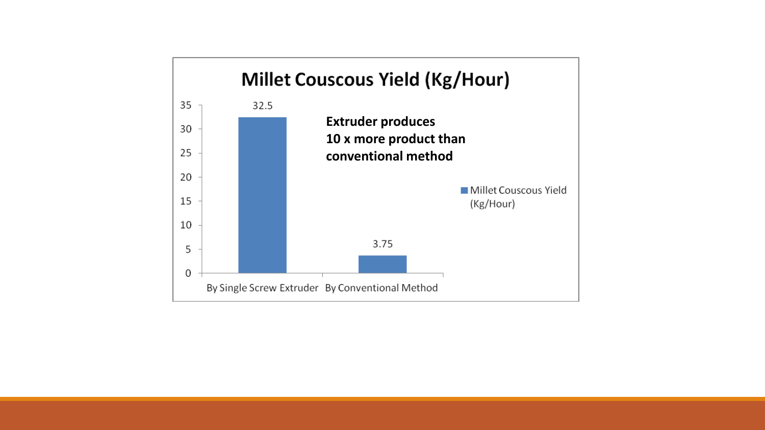# Millet Couscous Yield (Kg/Hour)

| | Millet Couscous Yield (Kg/Hour) |
|---|---|
| By Single Screw Extruder | 32.5 |
| By Conventional Method | 3.75 |

**Extruder produces 10 x more product than conventional method**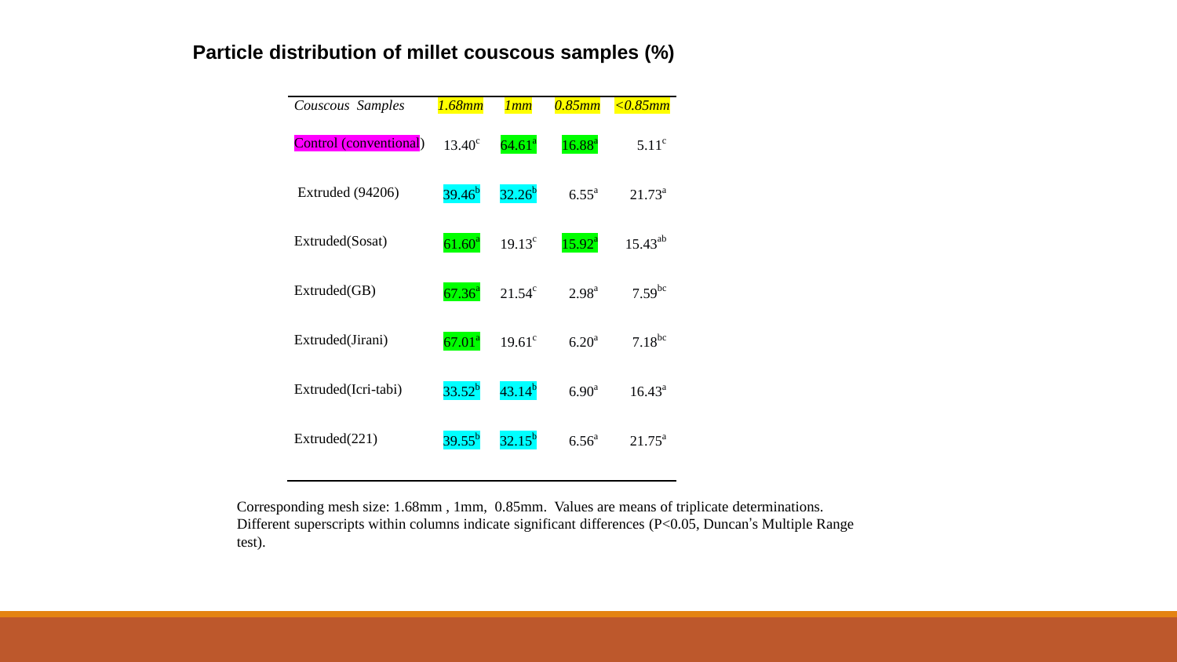## Particle distribution of millet couscous samples (%)

| *Couscous Samples* | *1.68mm* | *1mm* | *0.85mm* | *<0.85mm* |
|---|---|---|---|---|
| Control (conventional) | 13.40[c] | 64.61[a] | 16.88[a] | 5.11[c] |
| Extruded (94206) | 39.46[b] | 32.26[b] | 6.55[a] | 21.73[a] |
| Extruded(Sosat) | 61.60[a] | 19.13[c] | 15.92[a] | 15.43[ab] |
| Extruded(GB) | 67.36[a] | 21.54[c] | 2.98[a] | 7.59[bc] |
| Extruded(Jirani) | 67.01[a] | 19.61[c] | 6.20[a] | 7.18[bc] |
| Extruded(Icri-tabi) | 33.52[b] | 43.14[b] | 6.90[a] | 16.43[a] |
| Extruded(221) | 39.55[b] | 32.15[b] | 6.56[a] | 21.75[a] |

Corresponding mesh size: 1.68mm , 1mm, 0.85mm. Values are means of triplicate determinations. Different superscripts within columns indicate significant differences ($P<0.05$, Duncan's Multiple Range test).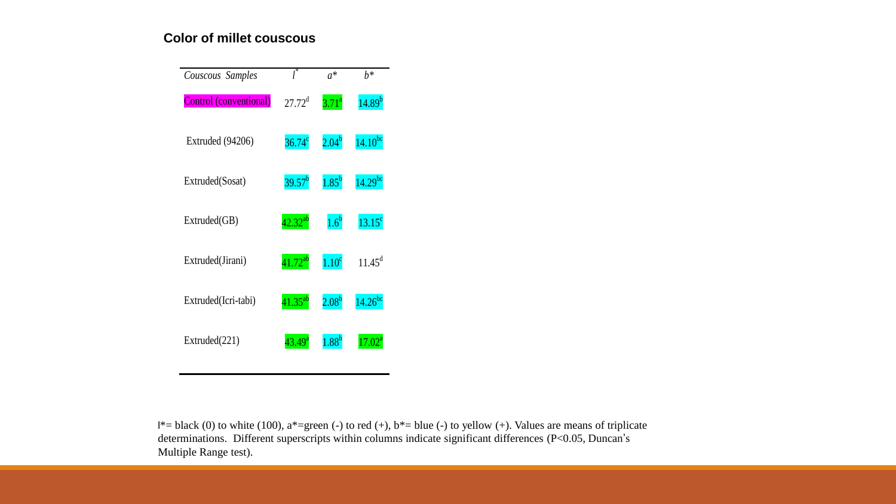## Color of millet couscous

| *Couscous Samples* | $l^*$ | $a^*$ | $b^*$ |
|---|---|---|---|
| Control (conventional) | 27.72[d] | 3.71[a] | 14.89[b] |
| Extruded (94206) | 36.74[c] | 2.04[b] | 14.10[bc] |
| Extruded(Sosat) | 39.57[b] | 1.85[b] | 14.29[bc] |
| Extruded(GB) | 42.32[ab] | 1.6[b] | 13.15[c] |
| Extruded(Jirani) | 41.72[ab] | 1.10[c] | 11.45[d] |
| Extruded(Icri-tabi) | 41.35[ab] | 2.08[b] | 14.26[bc] |
| Extruded(221) | 43.49[a] | 1.88[b] | 17.02[a] |

$l^*$= black (0) to white (100), $a^*$=green (-) to red (+), $b^*$= blue (-) to yellow (+). Values are means of triplicate determinations. Different superscripts within columns indicate significant differences ($P<0.05$, Duncan's Multiple Range test).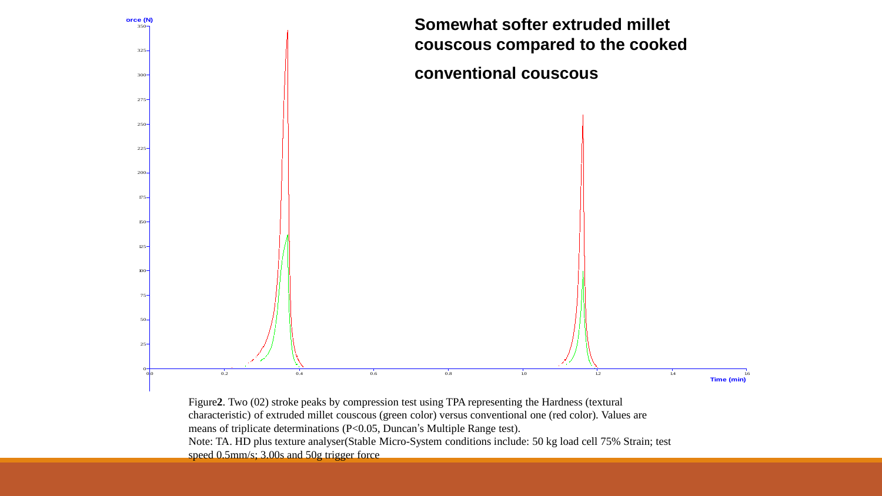**Somewhat softer extruded millet couscous compared to the cooked conventional couscous**

Figure**2**. Two (02) stroke peaks by compression test using TPA representing the Hardness (textural characteristic) of extruded millet couscous (green color) versus conventional one (red color). Values are means of triplicate determinations (P<0.05, Duncan's Multiple Range test).

Note: TA. HD plus texture analyser(Stable Micro-System conditions include: 50 kg load cell 75% Strain; test speed 0.5mm/s; 3.00s and 50g trigger force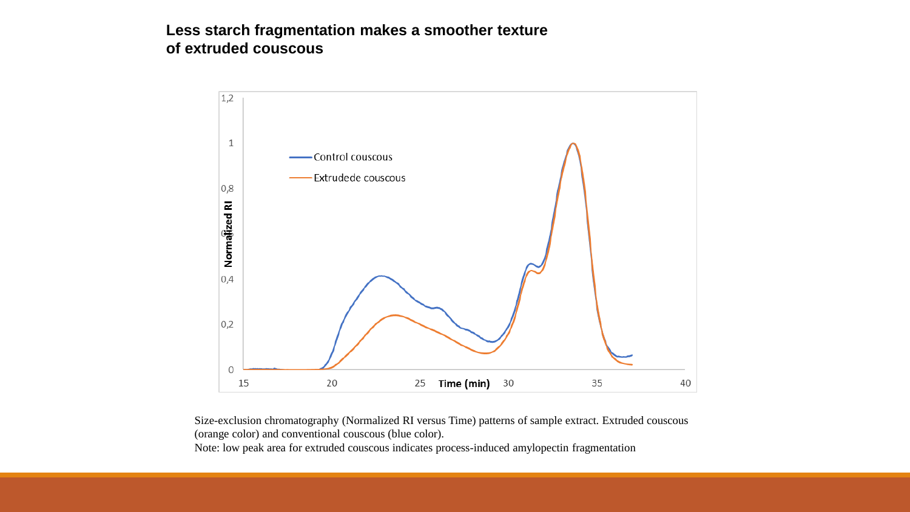## Less starch fragmentation makes a smoother texture of extruded couscous

Size-exclusion chromatography (Normalized RI versus Time) patterns of sample extract. Extruded couscous (orange color) and conventional couscous (blue color).

Note: low peak area for extruded couscous indicates process-induced amylopectin fragmentation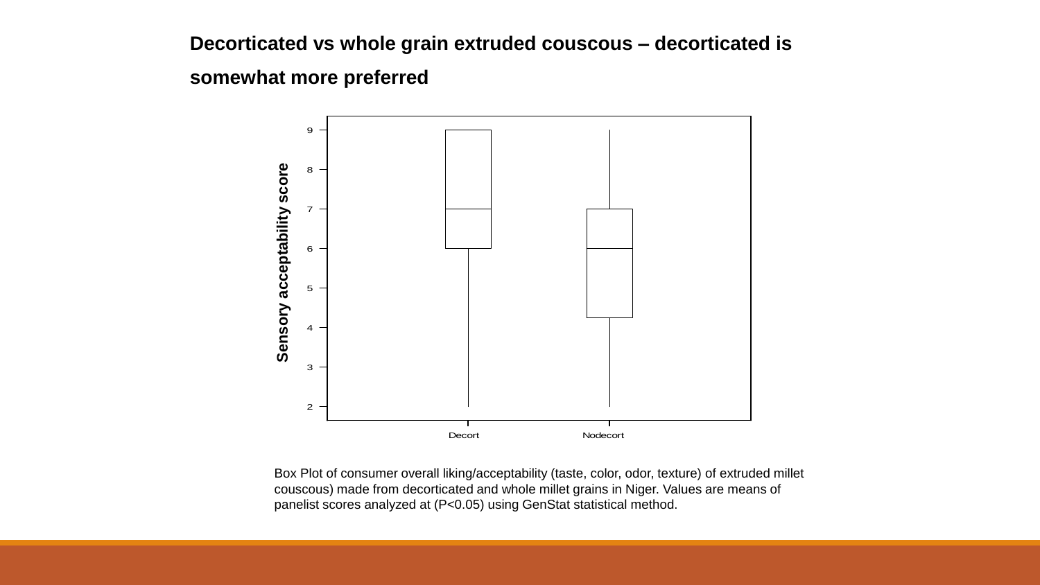## Decorticated vs whole grain extruded couscous – decorticated is somewhat more preferred

Box Plot of consumer overall liking/acceptability (taste, color, odor, texture) of extruded millet couscous) made from decorticated and whole millet grains in Niger. Values are means of panelist scores analyzed at (P<0.05) using GenStat statistical method.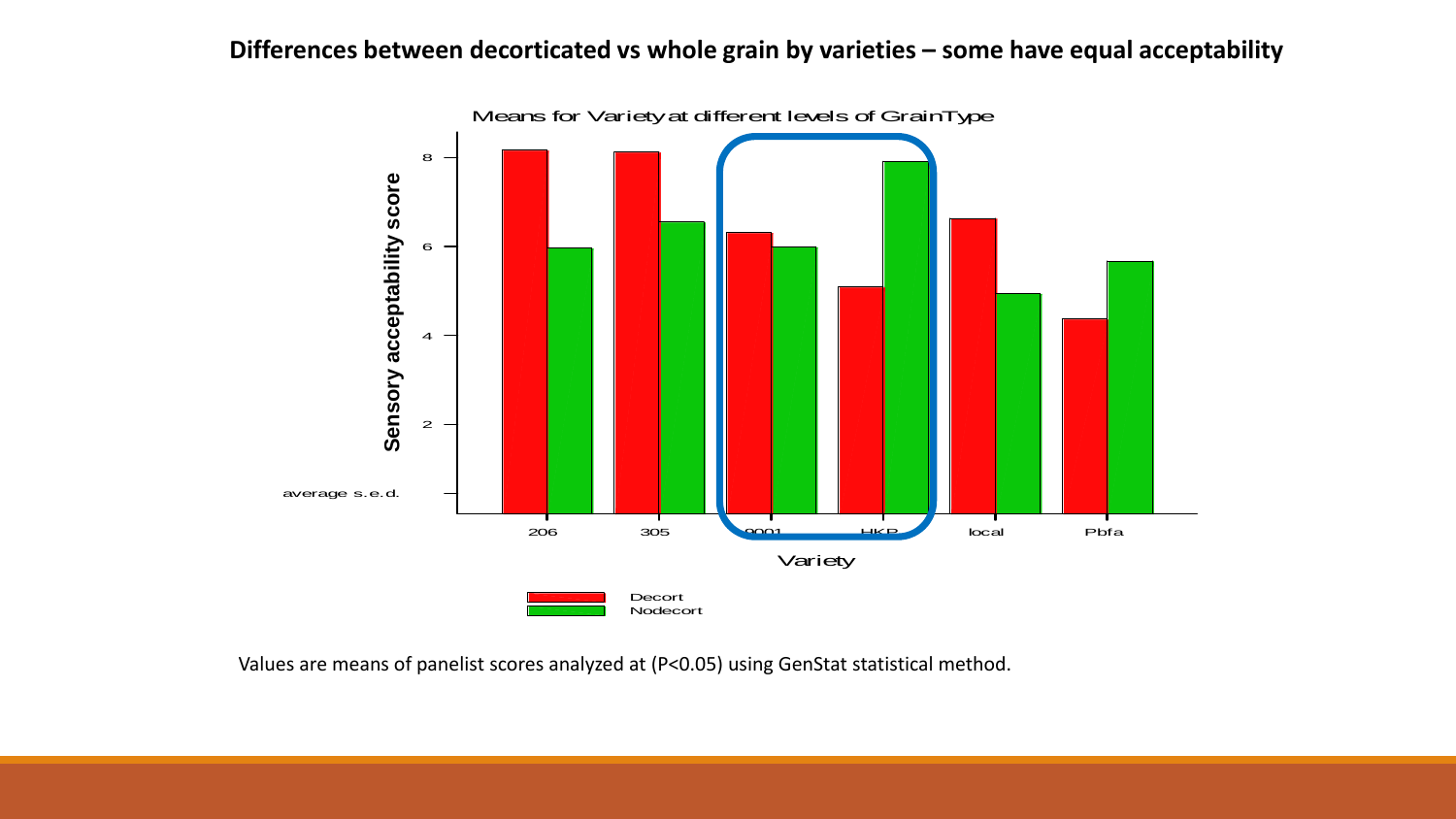**Differences between decorticated vs whole grain by varieties – some have equal acceptability**

Means for Variety at different levels of GrainType

Sensory acceptability score

average s.e.d.

206 305 0001 HKP local Pbfa

Variety

Decort
Nodecort

Values are means of panelist scores analyzed at (P<0.05) using GenStat statistical method.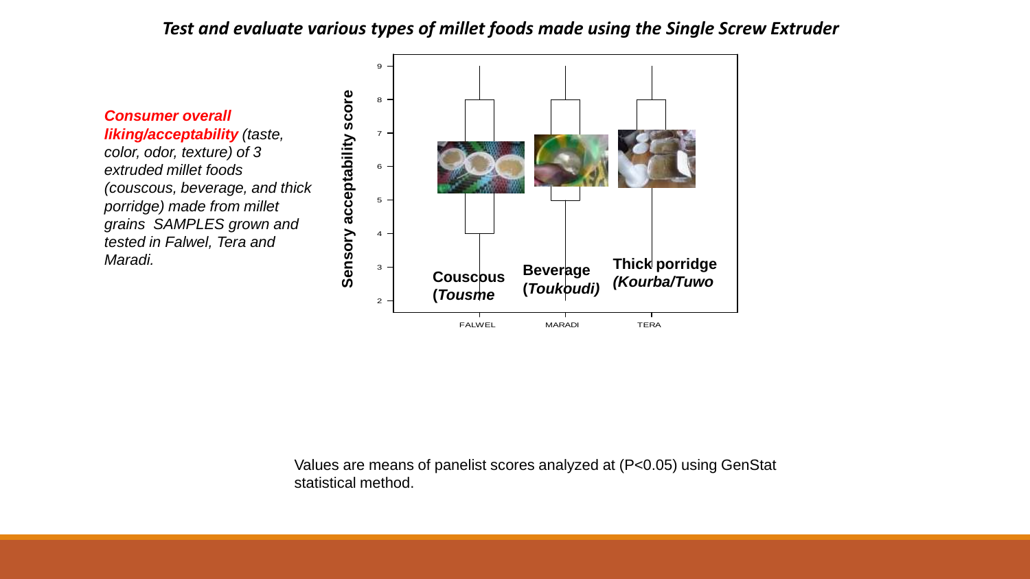## *Test and evaluate various types of millet foods made using the Single Screw Extruder*

***Consumer overall liking/acceptability*** *(taste, color, odor, texture) of 3 extruded millet foods (couscous, beverage, and thick porridge) made from millet grains SAMPLES grown and tested in Falwel, Tera and Maradi.*

Sensory acceptability score

**Couscous (*Tousme***

**Beverage (*Toukoudi)***

**Thick porridge *(Kourba/Tuwo***

FALWEL MARADI TERA

Values are means of panelist scores analyzed at ($P<0.05$) using GenStat statistical method.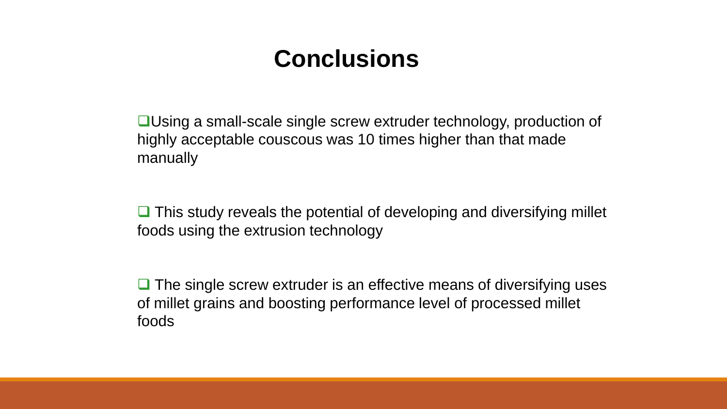# Conclusions

- Using a small-scale single screw extruder technology, production of highly acceptable couscous was 10 times higher than that made manually

- This study reveals the potential of developing and diversifying millet foods using the extrusion technology

- The single screw extruder is an effective means of diversifying uses of millet grains and boosting performance level of processed millet foods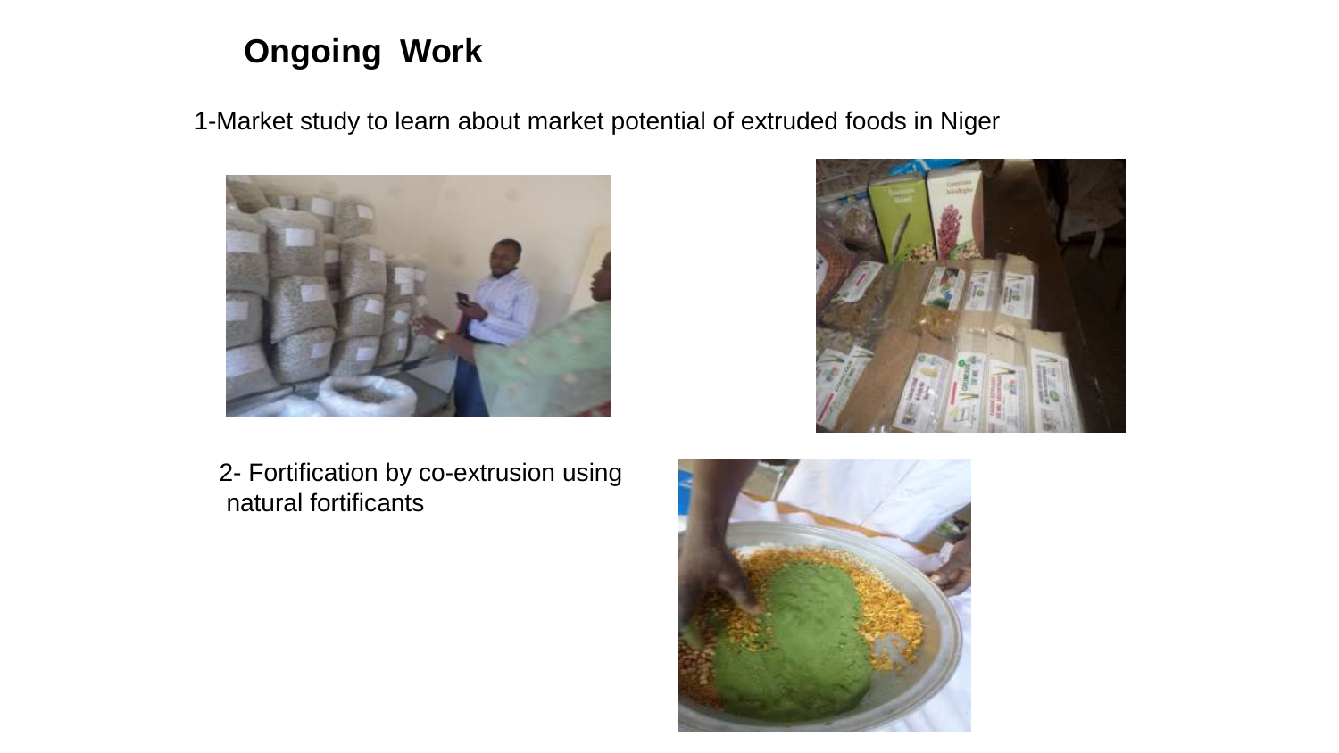## Ongoing Work

1-Market study to learn about market potential of extruded foods in Niger

2- Fortification by co-extrusion using natural fortificants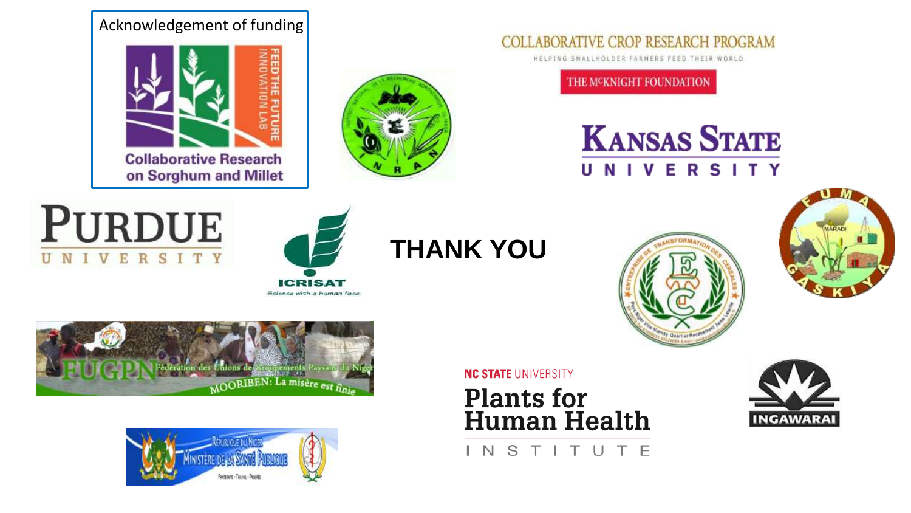Acknowledgement of funding

FEED THE FUTURE INNOVATION LAB

Collaborative Research on Sorghum and Millet

COLLABORATIVE CROP RESEARCH PROGRAM

HELPING SMALLHOLDER FARMERS FEED THEIR WORLD

THE McKNIGHT FOUNDATION

INRAN

KANSAS STATE UNIVERSITY

PURDUE UNIVERSITY

ICRISAT

Science with a human face

# THANK YOU

FUMA GASKIYA

FUGPN Fédération des Unions de Groupements Paysans du Niger

MOORIBEN: La misère est finie

NC STATE UNIVERSITY

Plants for Human Health INSTITUTE

INGAWARAI

République du Niger

Ministère de la Santé Publique

Fraternité - Travail - Progrès